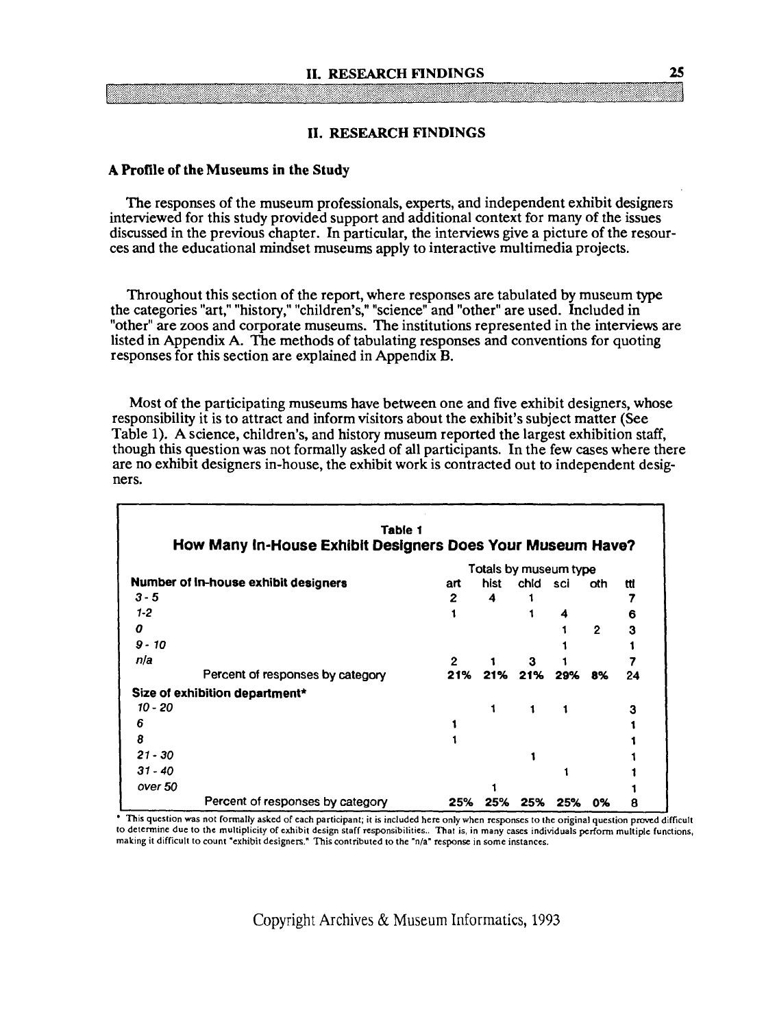# II. RESEARCH FINDINGS

## A Profile of the Museums in the Study

The responses of the museum professionals, experts, and independent exhibit designers interviewed for this study provided support and additional context for many of the issues discussed in the previous chapter. In particular, the interviews give a picture of the resources and the educational mindset museums apply to interactive multimedia projects.

Throughout this section of the report, where responses are tabulated by museum type the categories "art," "history," "children's," "science" and "other" are used. Included in "other" are zoos and corporate museums. The institutions represented in the interviews are listed in Appendix A. The methods of tabulating responses and conventions for quoting responses for this section are explained in Appendix B.

Most of the participating museums have between one and five exhibit designers, whose responsibility it is to attract and inform visitors about the exhibit's subject matter (See Table 1). A science, children's, and history museum reported the largest exhibition staff, though this question was not formally asked of all participants. In the few cases where there are no exhibit designers in-house, the exhibit work is contracted out to independent designers.

**Table 1**
**How Many In-House Exhibit Designers Does Your Museum Have?**

| | Totals by museum type | | | | | |
|---|---|---|---|---|---|---|
| **Number of in-house exhibit designers** | **art** | **hist** | **chld** | **sci** | **oth** | **ttl** |
| *3 - 5* | 2 | 4 | 1 | | | 7 |
| *1-2* | 1 | | 1 | 4 | | 6 |
| *0* | | | | 1 | 2 | 3 |
| *9 - 10* | | | | 1 | | 1 |
| *n/a* | 2 | 1 | 3 | 1 | | 7 |
| Percent of responses by category | 21% | 21% | 21% | 29% | 8% | 24 |
| **Size of exhibition department*** | | | | | | |
| *10 - 20* | | 1 | 1 | 1 | | 3 |
| *6* | 1 | | | | | 1 |
| *8* | 1 | | | | | 1 |
| *21 - 30* | | | 1 | | | 1 |
| *31 - 40* | | | | 1 | | 1 |
| *over 50* | | 1 | | | | 1 |
| Percent of responses by category | 25% | 25% | 25% | 25% | 0% | 8 |

* This question was not formally asked of each participant; it is included here only when responses to the original question proved difficult to determine due to the multiplicity of exhibit design staff responsibilities.. That is, in many cases individuals perform multiple functions, making it difficult to count "exhibit designers." This contributed to the "n/a" response in some instances.

Copyright Archives & Museum Informatics, 1993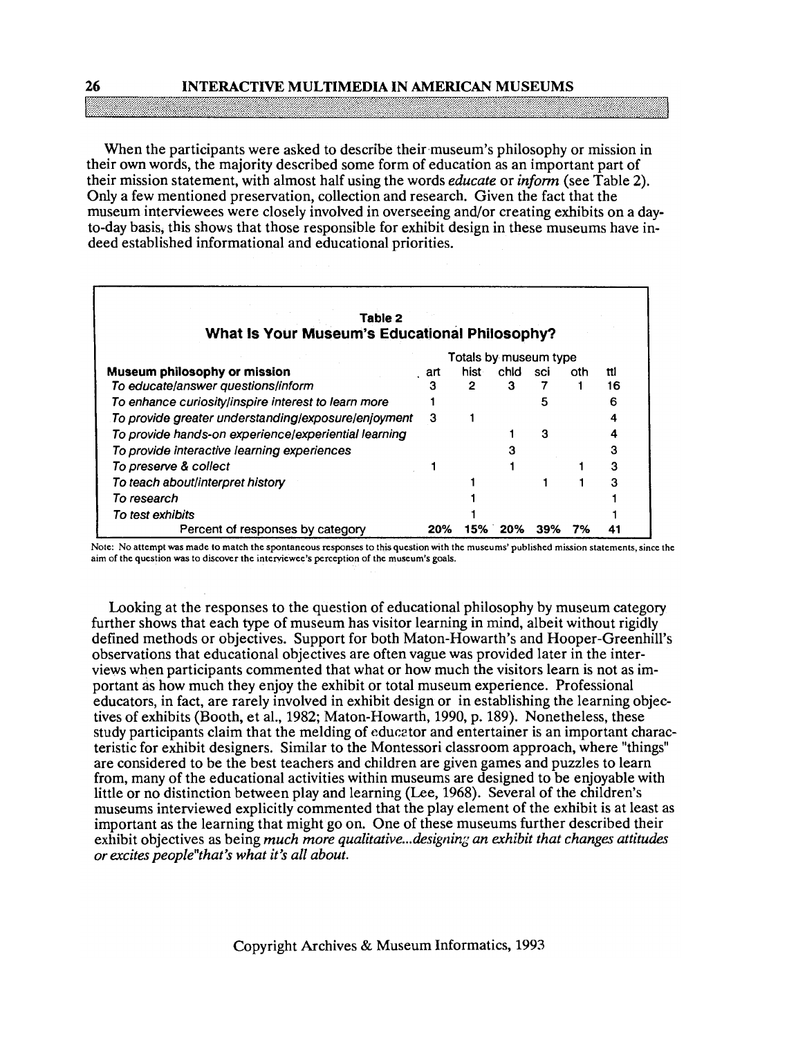When the participants were asked to describe their museum's philosophy or mission in their own words, the majority described some form of education as an important part of their mission statement, with almost half using the words *educate* or *inform* (see Table 2). Only a few mentioned preservation, collection and research. Given the fact that the museum interviewees were closely involved in overseeing and/or creating exhibits on a day-to-day basis, this shows that those responsible for exhibit design in these museums have indeed established informational and educational priorities.

**Table 2**
**What Is Your Museum's Educational Philosophy?**

| Museum philosophy or mission | Totals by museum type | | | | | |
|---|---|---|---|---|---|---|
| | art | hist | chld | sci | oth | ttl |
| *To educate/answer questions/inform* | 3 | 2 | 3 | 7 | 1 | 16 |
| *To enhance curiosity/inspire interest to learn more* | 1 | | | 5 | | 6 |
| *To provide greater understanding/exposure/enjoyment* | 3 | 1 | | | | 4 |
| *To provide hands-on experience/experiential learning* | | | 1 | 3 | | 4 |
| *To provide interactive learning experiences* | | | 3 | | | 3 |
| *To preserve & collect* | 1 | | 1 | | 1 | 3 |
| *To teach about/interpret history* | | 1 | | 1 | 1 | 3 |
| *To research* | | 1 | | | | 1 |
| *To test exhibits* | | 1 | | | | 1 |
| Percent of responses by category | **20%** | **15%** | **20%** | **39%** | **7%** | **41** |

Note: No attempt was made to match the spontaneous responses to this question with the museums' published mission statements, since the aim of the question was to discover the interviewee's perception of the museum's goals.

Looking at the responses to the question of educational philosophy by museum category further shows that each type of museum has visitor learning in mind, albeit without rigidly defined methods or objectives. Support for both Maton-Howarth's and Hooper-Greenhill's observations that educational objectives are often vague was provided later in the interviews when participants commented that what or how much the visitors learn is not as important as how much they enjoy the exhibit or total museum experience. Professional educators, in fact, are rarely involved in exhibit design or in establishing the learning objectives of exhibits (Booth, et al., 1982; Maton-Howarth, 1990, p. 189). Nonetheless, these study participants claim that the melding of educator and entertainer is an important characteristic for exhibit designers. Similar to the Montessori classroom approach, where "things" are considered to be the best teachers and children are given games and puzzles to learn from, many of the educational activities within museums are designed to be enjoyable with little or no distinction between play and learning (Lee, 1968). Several of the children's museums interviewed explicitly commented that the play element of the exhibit is at least as important as the learning that might go on. One of these museums further described their exhibit objectives as being *much more qualitative...designing an exhibit that changes attitudes or excites people"that's what it's all about.*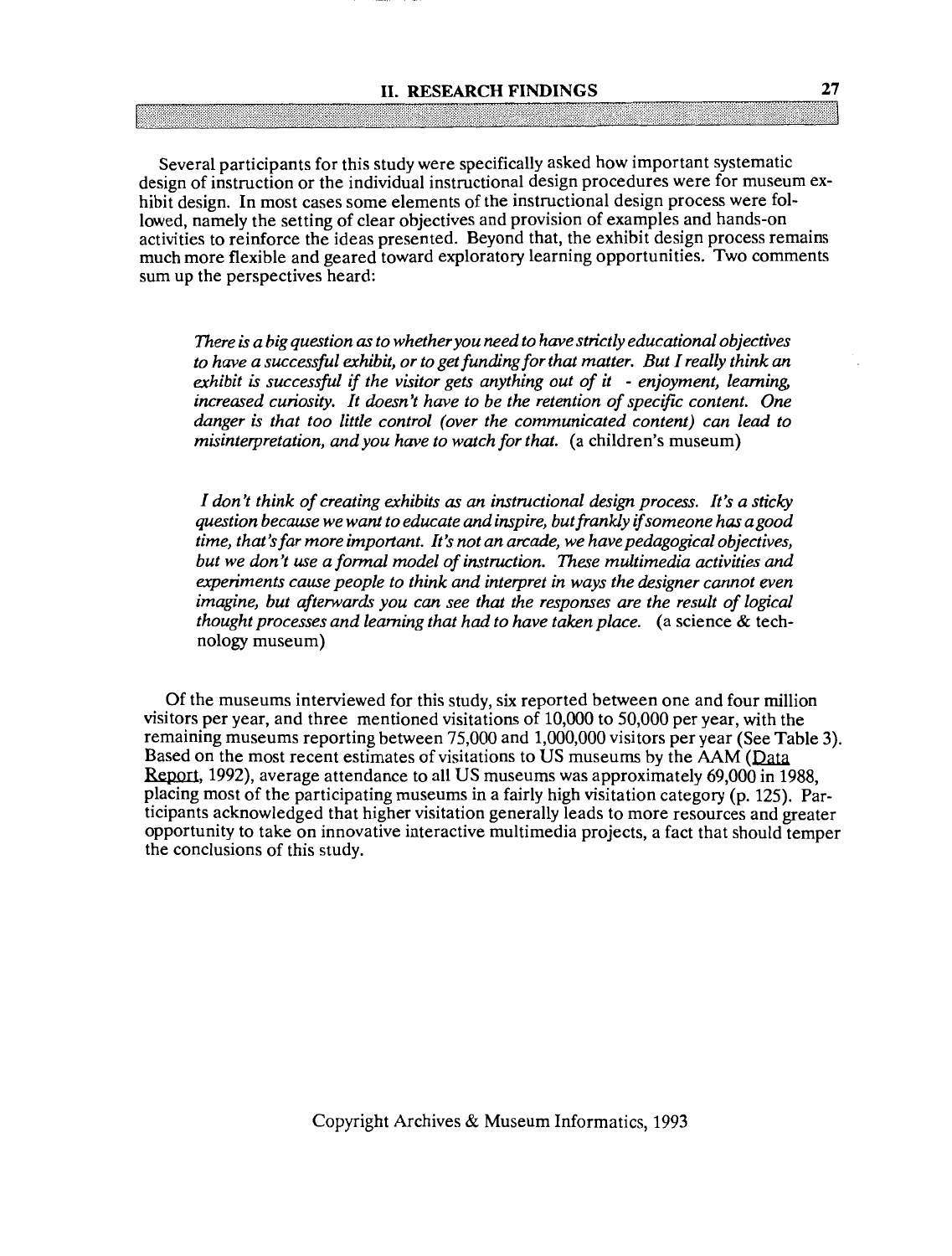Several participants for this study were specifically asked how important systematic design of instruction or the individual instructional design procedures were for museum exhibit design. In most cases some elements of the instructional design process were followed, namely the setting of clear objectives and provision of examples and hands-on activities to reinforce the ideas presented. Beyond that, the exhibit design process remains much more flexible and geared toward exploratory learning opportunities. Two comments sum up the perspectives heard:

> *There is a big question as to whether you need to have strictly educational objectives to have a successful exhibit, or to get funding for that matter. But I really think an exhibit is successful if the visitor gets anything out of it - enjoyment, learning, increased curiosity. It doesn't have to be the retention of specific content. One danger is that too little control (over the communicated content) can lead to misinterpretation, and you have to watch for that.* (a children's museum)

> *I don't think of creating exhibits as an instructional design process. It's a sticky question because we want to educate and inspire, but frankly if someone has a good time, that's far more important. It's not an arcade, we have pedagogical objectives, but we don't use a formal model of instruction. These multimedia activities and experiments cause people to think and interpret in ways the designer cannot even imagine, but afterwards you can see that the responses are the result of logical thought processes and learning that had to have taken place.* (a science & technology museum)

Of the museums interviewed for this study, six reported between one and four million visitors per year, and three mentioned visitations of 10,000 to 50,000 per year, with the remaining museums reporting between 75,000 and 1,000,000 visitors per year (See Table 3). Based on the most recent estimates of visitations to US museums by the AAM (Data Report, 1992), average attendance to all US museums was approximately 69,000 in 1988, placing most of the participating museums in a fairly high visitation category (p. 125). Participants acknowledged that higher visitation generally leads to more resources and greater opportunity to take on innovative interactive multimedia projects, a fact that should temper the conclusions of this study.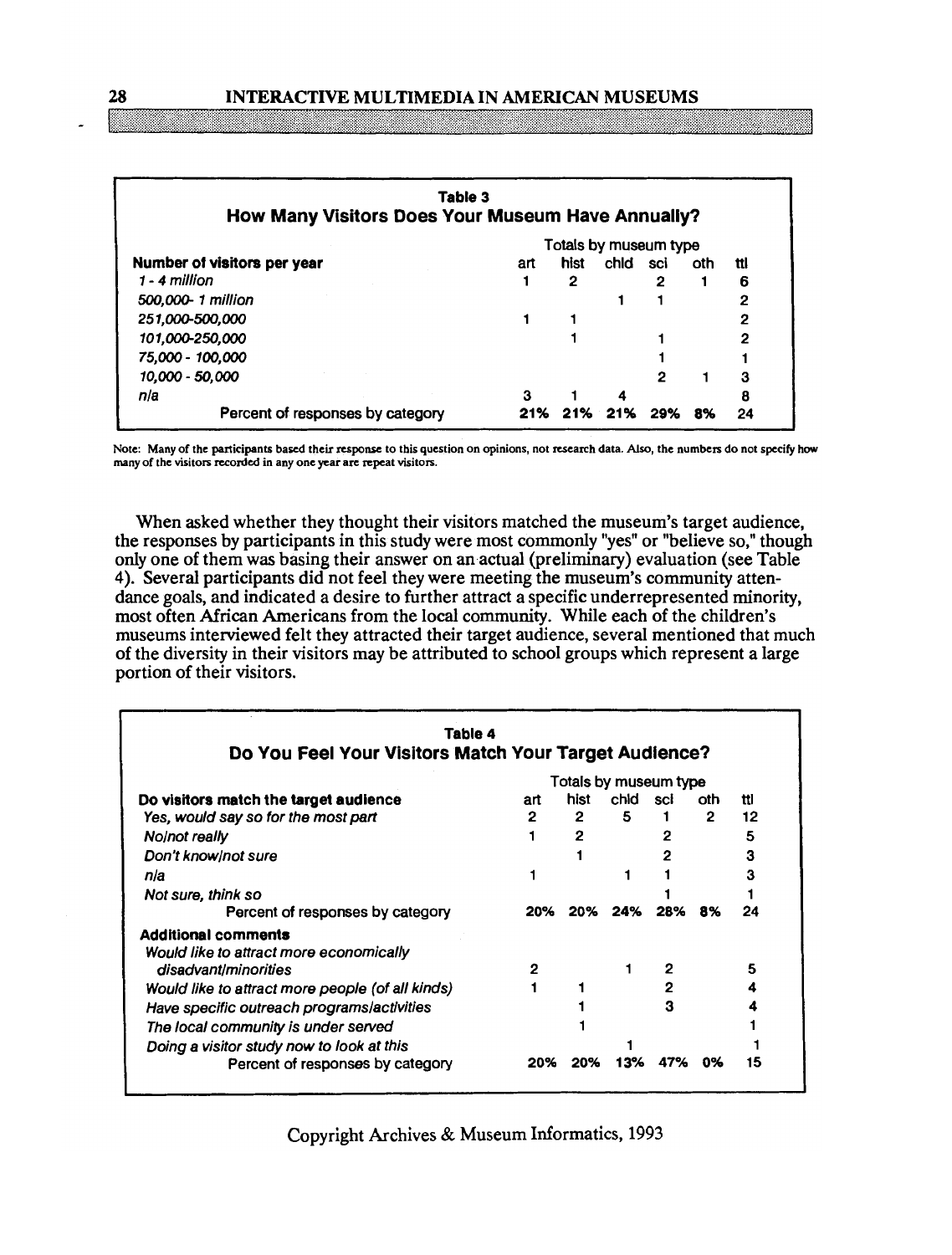**Table 3**
**How Many Visitors Does Your Museum Have Annually?**

| Number of visitors per year | Totals by museum type art | hist | chld | sci | oth | ttl |
|---|---|---|---|---|---|---|
| *1 - 4 million* | 1 | 2 | | 2 | 1 | 6 |
| *500,000- 1 million* | | | 1 | 1 | | 2 |
| *251,000-500,000* | 1 | 1 | | | | 2 |
| *101,000-250,000* | | 1 | | 1 | | 2 |
| *75,000 - 100,000* | | | | 1 | | 1 |
| *10,000 - 50,000* | | | | 2 | 1 | 3 |
| *n/a* | 3 | 1 | 4 | | | 8 |
| Percent of responses by category | 21% | 21% | 21% | 29% | 8% | 24 |

Note: Many of the participants based their response to this question on opinions, not research data. Also, the numbers do not specify how many of the visitors recorded in any one year are repeat visitors.

When asked whether they thought their visitors matched the museum's target audience, the responses by participants in this study were most commonly "yes" or "believe so," though only one of them was basing their answer on an actual (preliminary) evaluation (see Table 4). Several participants did not feel they were meeting the museum's community attendance goals, and indicated a desire to further attract a specific underrepresented minority, most often African Americans from the local community. While each of the children's museums interviewed felt they attracted their target audience, several mentioned that much of the diversity in their visitors may be attributed to school groups which represent a large portion of their visitors.

**Table 4**
**Do You Feel Your Visitors Match Your Target Audience?**

| Do visitors match the target audience | Totals by museum type art | hist | chld | sci | oth | ttl |
|---|---|---|---|---|---|---|
| *Yes, would say so for the most part* | 2 | 2 | 5 | 1 | 2 | 12 |
| *No/not really* | 1 | 2 | | 2 | | 5 |
| *Don't know/not sure* | | 1 | | 2 | | 3 |
| *n/a* | 1 | | 1 | 1 | | 3 |
| *Not sure, think so* | | | | 1 | | 1 |
| Percent of responses by category | 20% | 20% | 24% | 28% | 8% | 24 |
| **Additional comments** | | | | | | |
| *Would like to attract more economically disadvant/minorities* | 2 | | 1 | 2 | | 5 |
| *Would like to attract more people (of all kinds)* | 1 | 1 | | 2 | | 4 |
| *Have specific outreach programs/activities* | | 1 | | 3 | | 4 |
| *The local community is under served* | | 1 | | | | 1 |
| *Doing a visitor study now to look at this* | | | 1 | | | 1 |
| Percent of responses by category | 20% | 20% | 13% | 47% | 0% | 15 |

Copyright Archives & Museum Informatics, 1993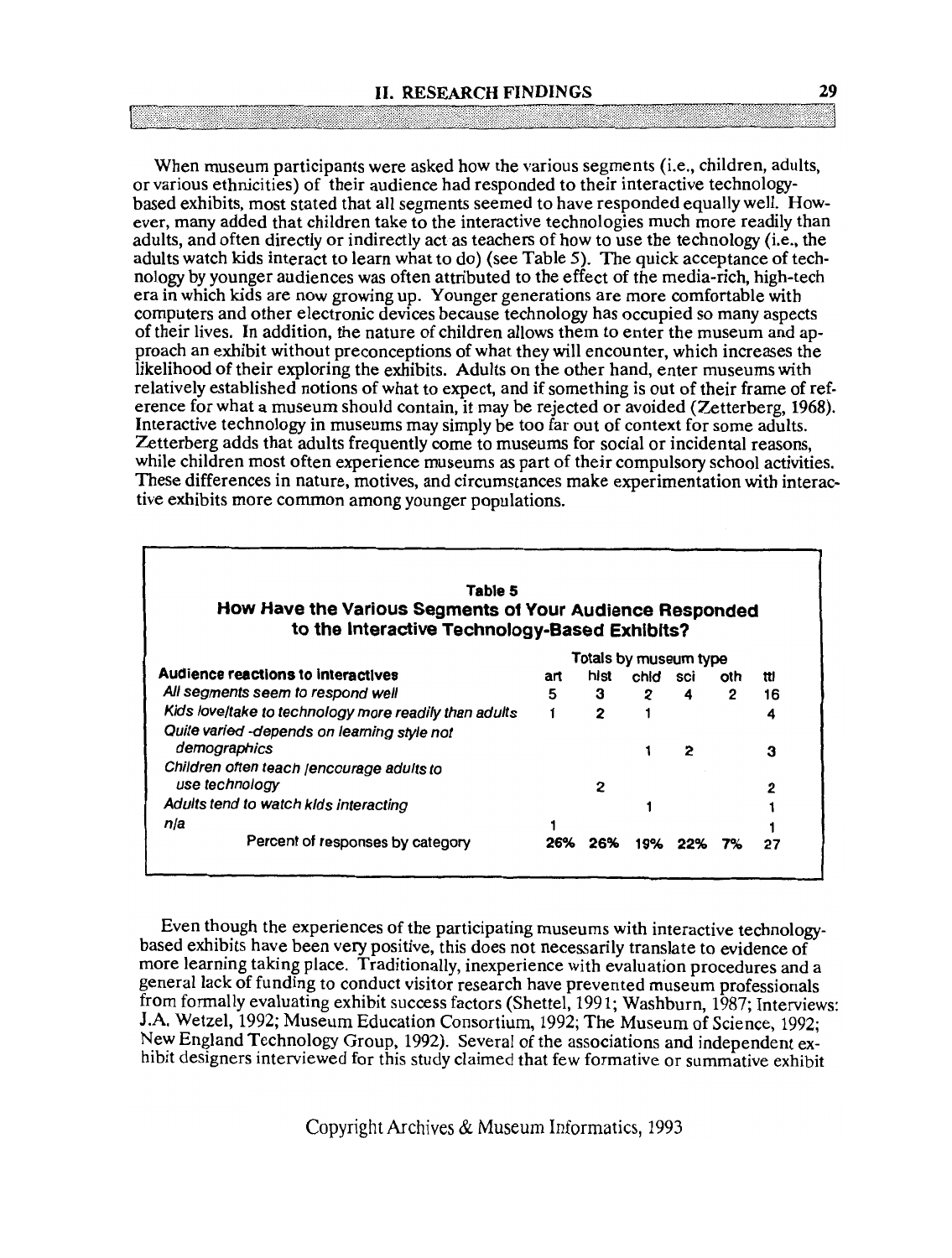When museum participants were asked how the various segments (i.e., children, adults, or various ethnicities) of their audience had responded to their interactive technology-based exhibits, most stated that all segments seemed to have responded equally well. However, many added that children take to the interactive technologies much more readily than adults, and often directly or indirectly act as teachers of how to use the technology (i.e., the adults watch kids interact to learn what to do) (see Table 5). The quick acceptance of technology by younger audiences was often attributed to the effect of the media-rich, high-tech era in which kids are now growing up. Younger generations are more comfortable with computers and other electronic devices because technology has occupied so many aspects of their lives. In addition, the nature of children allows them to enter the museum and approach an exhibit without preconceptions of what they will encounter, which increases the likelihood of their exploring the exhibits. Adults on the other hand, enter museums with relatively established notions of what to expect, and if something is out of their frame of reference for what a museum should contain, it may be rejected or avoided (Zetterberg, 1968). Interactive technology in museums may simply be too far out of context for some adults. Zetterberg adds that adults frequently come to museums for social or incidental reasons, while children most often experience museums as part of their compulsory school activities. These differences in nature, motives, and circumstances make experimentation with interactive exhibits more common among younger populations.

**Table 5**
**How Have the Various Segments of Your Audience Responded to the Interactive Technology-Based Exhibits?**

| Audience reactions to interactives | Totals by museum type | | | | | |
|---|---|---|---|---|---|---|
| | art | hist | chld | sci | oth | ttl |
| *All segments seem to respond well* | 5 | 3 | 2 | 4 | 2 | 16 |
| *Kids love/take to technology more readily than adults* | 1 | 2 | 1 | | | 4 |
| *Quite varied -depends on learning style not demographics* | | | 1 | 2 | | 3 |
| *Children often teach /encourage adults to use technology* | | 2 | | | | 2 |
| *Adults tend to watch kids interacting* | | | 1 | | | 1 |
| *n/a* | 1 | | | | | 1 |
| Percent of responses by category | **26%** | **26%** | **19%** | **22%** | **7%** | **27** |

Even though the experiences of the participating museums with interactive technology-based exhibits have been very positive, this does not necessarily translate to evidence of more learning taking place. Traditionally, inexperience with evaluation procedures and a general lack of funding to conduct visitor research have prevented museum professionals from formally evaluating exhibit success factors (Shettel, 1991; Washburn, 1987; Interviews: J.A. Wetzel, 1992; Museum Education Consortium, 1992; The Museum of Science, 1992; New England Technology Group, 1992). Several of the associations and independent exhibit designers interviewed for this study claimed that few formative or summative exhibit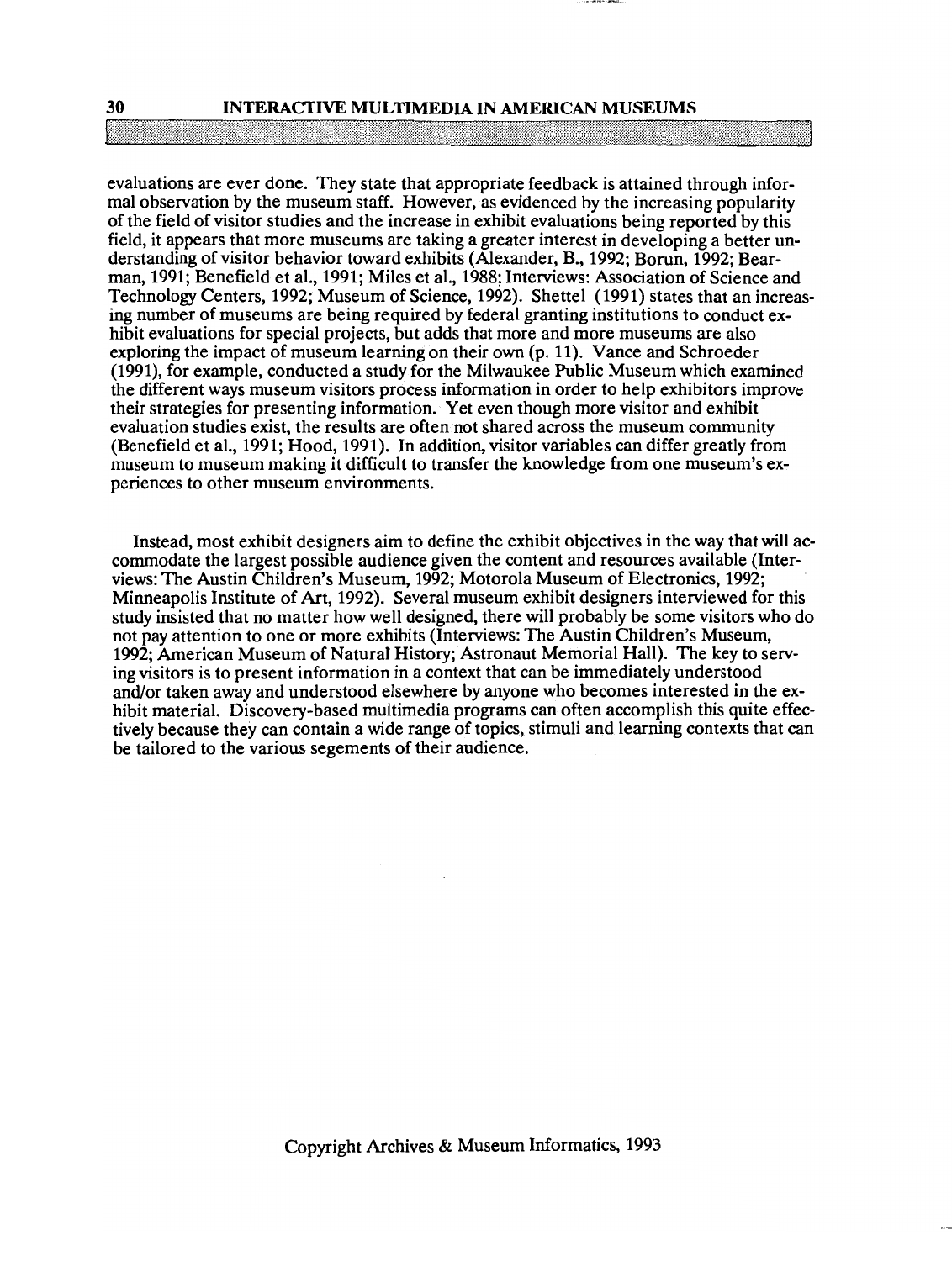evaluations are ever done. They state that appropriate feedback is attained through informal observation by the museum staff. However, as evidenced by the increasing popularity of the field of visitor studies and the increase in exhibit evaluations being reported by this field, it appears that more museums are taking a greater interest in developing a better understanding of visitor behavior toward exhibits (Alexander, B., 1992; Borun, 1992; Bearman, 1991; Benefield et al., 1991; Miles et al., 1988; Interviews: Association of Science and Technology Centers, 1992; Museum of Science, 1992). Shettel (1991) states that an increasing number of museums are being required by federal granting institutions to conduct exhibit evaluations for special projects, but adds that more and more museums are also exploring the impact of museum learning on their own (p. 11). Vance and Schroeder (1991), for example, conducted a study for the Milwaukee Public Museum which examined the different ways museum visitors process information in order to help exhibitors improve their strategies for presenting information. Yet even though more visitor and exhibit evaluation studies exist, the results are often not shared across the museum community (Benefield et al., 1991; Hood, 1991). In addition, visitor variables can differ greatly from museum to museum making it difficult to transfer the knowledge from one museum's experiences to other museum environments.

Instead, most exhibit designers aim to define the exhibit objectives in the way that will accommodate the largest possible audience given the content and resources available (Interviews: The Austin Children's Museum, 1992; Motorola Museum of Electronics, 1992; Minneapolis Institute of Art, 1992). Several museum exhibit designers interviewed for this study insisted that no matter how well designed, there will probably be some visitors who do not pay attention to one or more exhibits (Interviews: The Austin Children's Museum, 1992; American Museum of Natural History; Astronaut Memorial Hall). The key to serving visitors is to present information in a context that can be immediately understood and/or taken away and understood elsewhere by anyone who becomes interested in the exhibit material. Discovery-based multimedia programs can often accomplish this quite effectively because they can contain a wide range of topics, stimuli and learning contexts that can be tailored to the various segements of their audience.

Copyright Archives & Museum Informatics, 1993